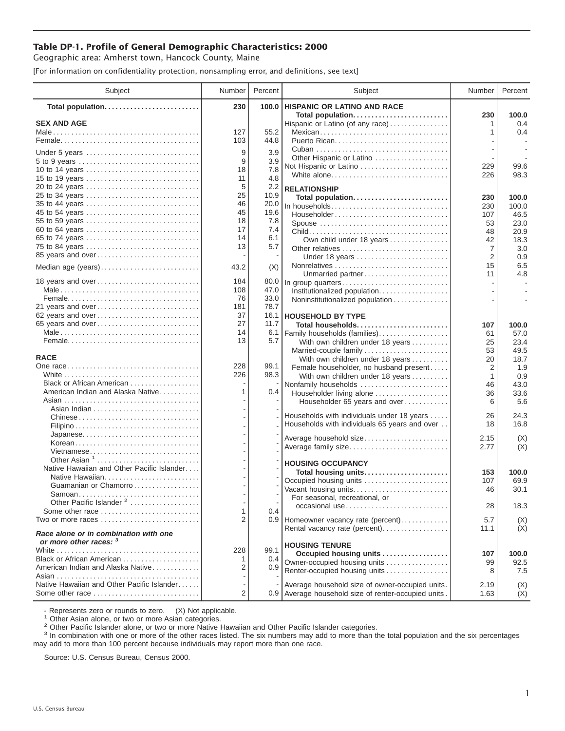# Table DP-1. Profile of General Demographic Characteristics: 2000

Geographic area: Amherst town, Hancock County, Maine

[For information on confidentiality protection, nonsampling error, and definitions, see text]

| Subject | Number | Percent |
|---|---|---|
| **Total population** | **230** | **100.0** |
| **SEX AND AGE** | | |
| Male | 127 | 55.2 |
| Female | 103 | 44.8 |
| Under 5 years | 9 | 3.9 |
| 5 to 9 years | 9 | 3.9 |
| 10 to 14 years | 18 | 7.8 |
| 15 to 19 years | 11 | 4.8 |
| 20 to 24 years | 5 | 2.2 |
| 25 to 34 years | 25 | 10.9 |
| 35 to 44 years | 46 | 20.0 |
| 45 to 54 years | 45 | 19.6 |
| 55 to 59 years | 18 | 7.8 |
| 60 to 64 years | 17 | 7.4 |
| 65 to 74 years | 14 | 6.1 |
| 75 to 84 years | 13 | 5.7 |
| 85 years and over | - | - |
| Median age (years) | 43.2 | (X) |
| 18 years and over | 184 | 80.0 |
| Male | 108 | 47.0 |
| Female | 76 | 33.0 |
| 21 years and over | 181 | 78.7 |
| 62 years and over | 37 | 16.1 |
| 65 years and over | 27 | 11.7 |
| Male | 14 | 6.1 |
| Female | 13 | 5.7 |
| **RACE** | | |
| One race | 228 | 99.1 |
| White | 226 | 98.3 |
| Black or African American | - | - |
| American Indian and Alaska Native | 1 | 0.4 |
| Asian | - | - |
| Asian Indian | - | - |
| Chinese | - | - |
| Filipino | - | - |
| Japanese | - | - |
| Korean | - | - |
| Vietnamese | - | - |
| Other Asian [1] | - | - |
| Native Hawaiian and Other Pacific Islander | - | - |
| Native Hawaiian | - | - |
| Guamanian or Chamorro | - | - |
| Samoan | - | - |
| Other Pacific Islander [2] | - | - |
| Some other race | 1 | 0.4 |
| Two or more races | 2 | 0.9 |
| ***Race alone or in combination with one or more other races:*** [3] | | |
| White | 228 | 99.1 |
| Black or African American | 1 | 0.4 |
| American Indian and Alaska Native | 2 | 0.9 |
| Asian | - | - |
| Native Hawaiian and Other Pacific Islander | - | - |
| Some other race | 2 | 0.9 |
| **HISPANIC OR LATINO AND RACE** | | |
| **Total population** | **230** | **100.0** |
| Hispanic or Latino (of any race) | 1 | 0.4 |
| Mexican | 1 | 0.4 |
| Puerto Rican | - | - |
| Cuban | - | - |
| Other Hispanic or Latino | - | - |
| Not Hispanic or Latino | 229 | 99.6 |
| White alone | 226 | 98.3 |
| **RELATIONSHIP** | | |
| **Total population** | **230** | **100.0** |
| In households | 230 | 100.0 |
| Householder | 107 | 46.5 |
| Spouse | 53 | 23.0 |
| Child | 48 | 20.9 |
| Own child under 18 years | 42 | 18.3 |
| Other relatives | 7 | 3.0 |
| Under 18 years | 2 | 0.9 |
| Nonrelatives | 15 | 6.5 |
| Unmarried partner | 11 | 4.8 |
| In group quarters | - | - |
| Institutionalized population | - | - |
| Noninstitutionalized population | - | - |
| **HOUSEHOLD BY TYPE** | | |
| **Total households** | **107** | **100.0** |
| Family households (families) | 61 | 57.0 |
| With own children under 18 years | 25 | 23.4 |
| Married-couple family | 53 | 49.5 |
| With own children under 18 years | 20 | 18.7 |
| Female householder, no husband present | 2 | 1.9 |
| With own children under 18 years | 1 | 0.9 |
| Nonfamily households | 46 | 43.0 |
| Householder living alone | 36 | 33.6 |
| Householder 65 years and over | 6 | 5.6 |
| Households with individuals under 18 years | 26 | 24.3 |
| Households with individuals 65 years and over | 18 | 16.8 |
| Average household size | 2.15 | (X) |
| Average family size | 2.77 | (X) |
| **HOUSING OCCUPANCY** | | |
| **Total housing units** | **153** | **100.0** |
| Occupied housing units | 107 | 69.9 |
| Vacant housing units | 46 | 30.1 |
| For seasonal, recreational, or occasional use | 28 | 18.3 |
| Homeowner vacancy rate (percent) | 5.7 | (X) |
| Rental vacancy rate (percent) | 11.1 | (X) |
| **HOUSING TENURE** | | |
| **Occupied housing units** | **107** | **100.0** |
| Owner-occupied housing units | 99 | 92.5 |
| Renter-occupied housing units | 8 | 7.5 |
| Average household size of owner-occupied units | 2.19 | (X) |
| Average household size of renter-occupied units | 1.63 | (X) |

- Represents zero or rounds to zero. (X) Not applicable.

[1] Other Asian alone, or two or more Asian categories.

[2] Other Pacific Islander alone, or two or more Native Hawaiian and Other Pacific Islander categories.

[3] In combination with one or more of the other races listed. The six numbers may add to more than the total population and the six percentages may add to more than 100 percent because individuals may report more than one race.

Source: U.S. Census Bureau, Census 2000.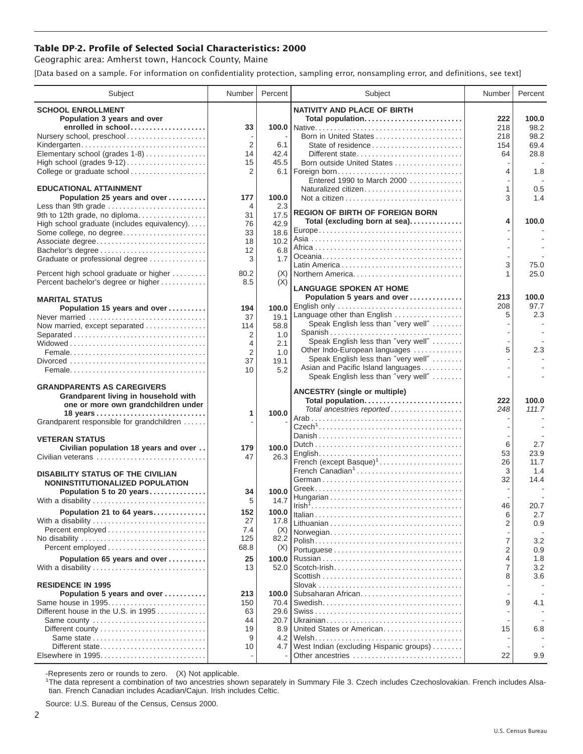## Table DP-2. Profile of Selected Social Characteristics: 2000

Geographic area: Amherst town, Hancock County, Maine

[Data based on a sample. For information on confidentiality protection, sampling error, nonsampling error, and definitions, see text]

| Subject | Number | Percent |
|---|---|---|
| **SCHOOL ENROLLMENT** | | |
| **Population 3 years and over enrolled in school** | **33** | **100.0** |
| Nursery school, preschool | - | - |
| Kindergarten | 2 | 6.1 |
| Elementary school (grades 1-8) | 14 | 42.4 |
| High school (grades 9-12) | 15 | 45.5 |
| College or graduate school | 2 | 6.1 |
| **EDUCATIONAL ATTAINMENT** | | |
| **Population 25 years and over** | **177** | **100.0** |
| Less than 9th grade | 4 | 2.3 |
| 9th to 12th grade, no diploma | 31 | 17.5 |
| High school graduate (includes equivalency) | 76 | 42.9 |
| Some college, no degree | 33 | 18.6 |
| Associate degree | 18 | 10.2 |
| Bachelor's degree | 12 | 6.8 |
| Graduate or professional degree | 3 | 1.7 |
| Percent high school graduate or higher | 80.2 | (X) |
| Percent bachelor's degree or higher | 8.5 | (X) |
| **MARITAL STATUS** | | |
| **Population 15 years and over** | **194** | **100.0** |
| Never married | 37 | 19.1 |
| Now married, except separated | 114 | 58.8 |
| Separated | 2 | 1.0 |
| Widowed | 4 | 2.1 |
| Female | 2 | 1.0 |
| Divorced | 37 | 19.1 |
| Female | 10 | 5.2 |
| **GRANDPARENTS AS CAREGIVERS** | | |
| **Grandparent living in household with one or more own grandchildren under 18 years** | **1** | **100.0** |
| Grandparent responsible for grandchildren | - | - |
| **VETERAN STATUS** | | |
| **Civilian population 18 years and over** | **179** | **100.0** |
| Civilian veterans | 47 | 26.3 |
| **DISABILITY STATUS OF THE CIVILIAN NONINSTITUTIONALIZED POPULATION** | | |
| **Population 5 to 20 years** | **34** | **100.0** |
| With a disability | 5 | 14.7 |
| **Population 21 to 64 years** | **152** | **100.0** |
| With a disability | 27 | 17.8 |
| Percent employed | 7.4 | (X) |
| No disability | 125 | 82.2 |
| Percent employed | 68.8 | (X) |
| **Population 65 years and over** | **25** | **100.0** |
| With a disability | 13 | 52.0 |
| **RESIDENCE IN 1995** | | |
| **Population 5 years and over** | **213** | **100.0** |
| Same house in 1995 | 150 | 70.4 |
| Different house in the U.S. in 1995 | 63 | 29.6 |
| Same county | 44 | 20.7 |
| Different county | 19 | 8.9 |
| Same state | 9 | 4.2 |
| Different state | 10 | 4.7 |
| Elsewhere in 1995 | - | - |

| Subject | Number | Percent |
|---|---|---|
| **NATIVITY AND PLACE OF BIRTH** | | |
| **Total population** | **222** | **100.0** |
| Native | 218 | 98.2 |
| Born in United States | 218 | 98.2 |
| State of residence | 154 | 69.4 |
| Different state | 64 | 28.8 |
| Born outside United States | - | - |
| Foreign born | 4 | 1.8 |
| Entered 1990 to March 2000 | - | - |
| Naturalized citizen | 1 | 0.5 |
| Not a citizen | 3 | 1.4 |
| **REGION OF BIRTH OF FOREIGN BORN** | | |
| **Total (excluding born at sea)** | **4** | **100.0** |
| Europe | - | - |
| Asia | - | - |
| Africa | - | - |
| Oceania | - | - |
| Latin America | 3 | 75.0 |
| Northern America | 1 | 25.0 |
| **LANGUAGE SPOKEN AT HOME** | | |
| **Population 5 years and over** | **213** | **100.0** |
| English only | 208 | 97.7 |
| Language other than English | 5 | 2.3 |
| Speak English less than "very well" | - | - |
| Spanish | - | - |
| Speak English less than "very well" | - | - |
| Other Indo-European languages | 5 | 2.3 |
| Speak English less than "very well" | - | - |
| Asian and Pacific Island languages | - | - |
| Speak English less than "very well" | - | - |
| **ANCESTRY (single or multiple)** | | |
| **Total population** | **222** | **100.0** |
| *Total ancestries reported* | *248* | *111.7* |
| Arab | - | - |
| Czech[1] | - | - |
| Danish | - | - |
| Dutch | 6 | 2.7 |
| English | 53 | 23.9 |
| French (except Basque)[1] | 26 | 11.7 |
| French Canadian[1] | 3 | 1.4 |
| German | 32 | 14.4 |
| Greek | - | - |
| Hungarian | - | - |
| Irish[1] | 46 | 20.7 |
| Italian | 6 | 2.7 |
| Lithuanian | 2 | 0.9 |
| Norwegian | - | - |
| Polish | 7 | 3.2 |
| Portuguese | 2 | 0.9 |
| Russian | 4 | 1.8 |
| Scotch-Irish | 7 | 3.2 |
| Scottish | 8 | 3.6 |
| Slovak | - | - |
| Subsaharan African | - | - |
| Swedish | 9 | 4.1 |
| Swiss | - | - |
| Ukrainian | - | - |
| United States or American | 15 | 6.8 |
| Welsh | - | - |
| West Indian (excluding Hispanic groups) | - | - |
| Other ancestries | 22 | 9.9 |

-Represents zero or rounds to zero. (X) Not applicable.

[1]The data represent a combination of two ancestries shown separately in Summary File 3. Czech includes Czechoslovakian. French includes Alsatian. French Canadian includes Acadian/Cajun. Irish includes Celtic.

Source: U.S. Bureau of the Census, Census 2000.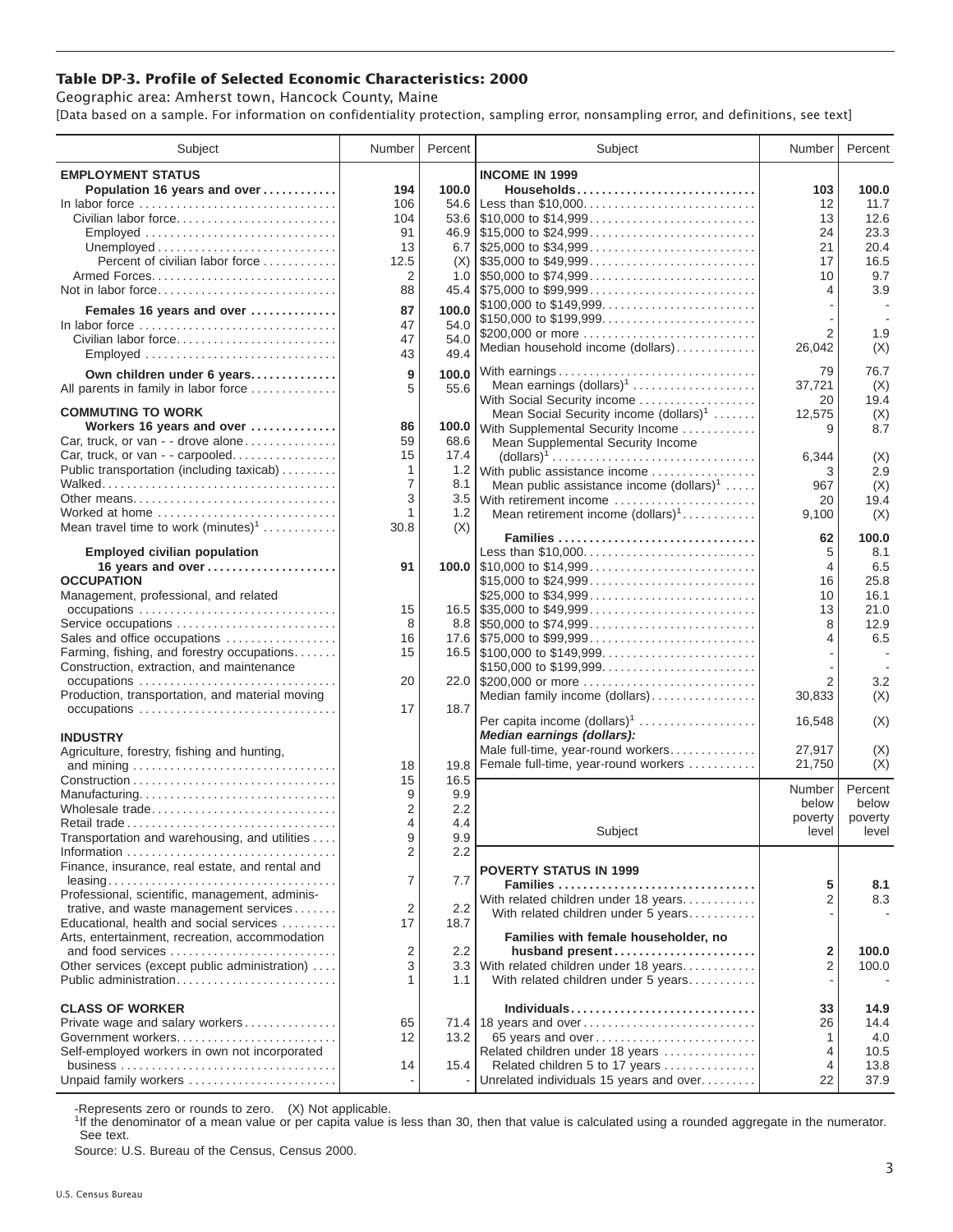## Table DP-3. Profile of Selected Economic Characteristics: 2000

Geographic area: Amherst town, Hancock County, Maine

[Data based on a sample. For information on confidentiality protection, sampling error, nonsampling error, and definitions, see text]

| Subject | Number | Percent |
|---|---|---|
| **EMPLOYMENT STATUS** | | |
| **Population 16 years and over** | **194** | **100.0** |
| In labor force | 106 | 54.6 |
| Civilian labor force | 104 | 53.6 |
| Employed | 91 | 46.9 |
| Unemployed | 13 | 6.7 |
| Percent of civilian labor force | 12.5 | (X) |
| Armed Forces | 2 | 1.0 |
| Not in labor force | 88 | 45.4 |
| **Females 16 years and over** | **87** | **100.0** |
| In labor force | 47 | 54.0 |
| Civilian labor force | 47 | 54.0 |
| Employed | 43 | 49.4 |
| **Own children under 6 years** | **9** | **100.0** |
| All parents in family in labor force | 5 | 55.6 |
| **COMMUTING TO WORK** | | |
| **Workers 16 years and over** | **86** | **100.0** |
| Car, truck, or van - - drove alone | 59 | 68.6 |
| Car, truck, or van - - carpooled | 15 | 17.4 |
| Public transportation (including taxicab) | 1 | 1.2 |
| Walked | 7 | 8.1 |
| Other means | 3 | 3.5 |
| Worked at home | 1 | 1.2 |
| Mean travel time to work (minutes)[1] | 30.8 | (X) |
| **Employed civilian population 16 years and over** | **91** | **100.0** |
| **OCCUPATION** | | |
| Management, professional, and related occupations | 15 | 16.5 |
| Service occupations | 8 | 8.8 |
| Sales and office occupations | 16 | 17.6 |
| Farming, fishing, and forestry occupations | 15 | 16.5 |
| Construction, extraction, and maintenance occupations | 20 | 22.0 |
| Production, transportation, and material moving occupations | 17 | 18.7 |
| **INDUSTRY** | | |
| Agriculture, forestry, fishing and hunting, and mining | 18 | 19.8 |
| Construction | 15 | 16.5 |
| Manufacturing | 9 | 9.9 |
| Wholesale trade | 2 | 2.2 |
| Retail trade | 4 | 4.4 |
| Transportation and warehousing, and utilities | 9 | 9.9 |
| Information | 2 | 2.2 |
| Finance, insurance, real estate, and rental and leasing | 7 | 7.7 |
| Professional, scientific, management, administrative, and waste management services | 2 | 2.2 |
| Educational, health and social services | 17 | 18.7 |
| Arts, entertainment, recreation, accommodation and food services | 2 | 2.2 |
| Other services (except public administration) | 3 | 3.3 |
| Public administration | 1 | 1.1 |
| **CLASS OF WORKER** | | |
| Private wage and salary workers | 65 | 71.4 |
| Government workers | 12 | 13.2 |
| Self-employed workers in own not incorporated business | 14 | 15.4 |
| Unpaid family workers | - | - |

| Subject | Number | Percent |
|---|---|---|
| **INCOME IN 1999** | | |
| **Households** | **103** | **100.0** |
| Less than $10,000 | 12 | 11.7 |
| $10,000 to $14,999 | 13 | 12.6 |
| $15,000 to $24,999 | 24 | 23.3 |
| $25,000 to $34,999 | 21 | 20.4 |
| $35,000 to $49,999 | 17 | 16.5 |
| $50,000 to $74,999 | 10 | 9.7 |
| $75,000 to $99,999 | 4 | 3.9 |
| $100,000 to $149,999 | - | - |
| $150,000 to $199,999 | - | - |
| $200,000 or more | 2 | 1.9 |
| Median household income (dollars) | 26,042 | (X) |
| With earnings | 79 | 76.7 |
| Mean earnings (dollars)[1] | 37,721 | (X) |
| With Social Security income | 20 | 19.4 |
| Mean Social Security income (dollars)[1] | 12,575 | (X) |
| With Supplemental Security Income | 9 | 8.7 |
| Mean Supplemental Security Income (dollars)[1] | 6,344 | (X) |
| With public assistance income | 3 | 2.9 |
| Mean public assistance income (dollars)[1] | 967 | (X) |
| With retirement income | 20 | 19.4 |
| Mean retirement income (dollars)[1] | 9,100 | (X) |
| **Families** | **62** | **100.0** |
| Less than $10,000 | 5 | 8.1 |
| $10,000 to $14,999 | 4 | 6.5 |
| $15,000 to $24,999 | 16 | 25.8 |
| $25,000 to $34,999 | 10 | 16.1 |
| $35,000 to $49,999 | 13 | 21.0 |
| $50,000 to $74,999 | 8 | 12.9 |
| $75,000 to $99,999 | 4 | 6.5 |
| $100,000 to $149,999 | - | - |
| $150,000 to $199,999 | - | - |
| $200,000 or more | 2 | 3.2 |
| Median family income (dollars) | 30,833 | (X) |
| Per capita income (dollars)[1] | 16,548 | (X) |
| ***Median earnings (dollars):*** | | |
| Male full-time, year-round workers | 27,917 | (X) |
| Female full-time, year-round workers | 21,750 | (X) |

| Subject | Number below poverty level | Percent below poverty level |
|---|---|---|
| **POVERTY STATUS IN 1999** | | |
| **Families** | **5** | **8.1** |
| With related children under 18 years | 2 | 8.3 |
| With related children under 5 years | - | - |
| **Families with female householder, no husband present** | **2** | **100.0** |
| With related children under 18 years | 2 | 100.0 |
| With related children under 5 years | - | - |
| **Individuals** | **33** | **14.9** |
| 18 years and over | 26 | 14.4 |
| 65 years and over | 1 | 4.0 |
| Related children under 18 years | 4 | 10.5 |
| Related children 5 to 17 years | 4 | 13.8 |
| Unrelated individuals 15 years and over | 22 | 37.9 |

-Represents zero or rounds to zero. (X) Not applicable.

[1]If the denominator of a mean value or per capita value is less than 30, then that value is calculated using a rounded aggregate in the numerator. See text.

Source: U.S. Bureau of the Census, Census 2000.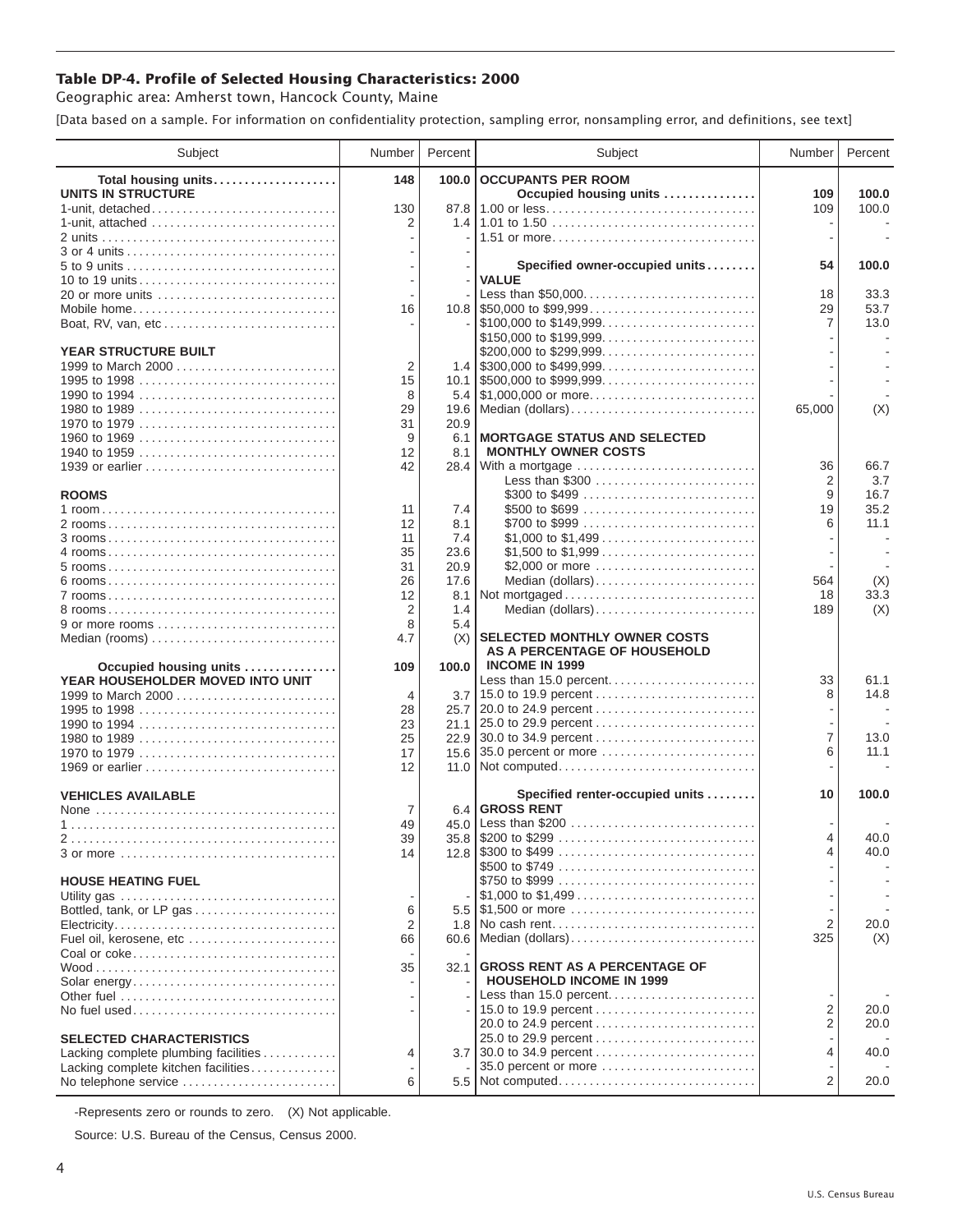## Table DP-4. Profile of Selected Housing Characteristics: 2000

Geographic area: Amherst town, Hancock County, Maine

[Data based on a sample. For information on confidentiality protection, sampling error, nonsampling error, and definitions, see text]

| Subject | Number | Percent | Subject | Number | Percent |
|---|---|---|---|---|---|
| **Total housing units** | **148** | **100.0** | **OCCUPANTS PER ROOM** | | |
| **UNITS IN STRUCTURE** | | | **Occupied housing units** | **109** | **100.0** |
| 1-unit, detached | 130 | 87.8 | 1.00 or less | 109 | 100.0 |
| 1-unit, attached | 2 | 1.4 | 1.01 to 1.50 | - | - |
| 2 units | - | - | 1.51 or more | - | - |
| 3 or 4 units | - | - | | | |
| 5 to 9 units | - | - | **Specified owner-occupied units** | **54** | **100.0** |
| 10 to 19 units | - | - | **VALUE** | | |
| 20 or more units | - | - | Less than $50,000 | 18 | 33.3 |
| Mobile home | 16 | 10.8 | $50,000 to $99,999 | 29 | 53.7 |
| Boat, RV, van, etc | - | - | $100,000 to $149,999 | 7 | 13.0 |
| | | | $150,000 to $199,999 | - | - |
| **YEAR STRUCTURE BUILT** | | | $200,000 to $299,999 | - | - |
| 1999 to March 2000 | 2 | 1.4 | $300,000 to $499,999 | - | - |
| 1995 to 1998 | 15 | 10.1 | $500,000 to $999,999 | - | - |
| 1990 to 1994 | 8 | 5.4 | $1,000,000 or more | - | - |
| 1980 to 1989 | 29 | 19.6 | Median (dollars) | 65,000 | (X) |
| 1970 to 1979 | 31 | 20.9 | | | |
| 1960 to 1969 | 9 | 6.1 | **MORTGAGE STATUS AND SELECTED MONTHLY OWNER COSTS** | | |
| 1940 to 1959 | 12 | 8.1 | | | |
| 1939 or earlier | 42 | 28.4 | With a mortgage | 36 | 66.7 |
| | | | Less than $300 | 2 | 3.7 |
| **ROOMS** | | | $300 to $499 | 9 | 16.7 |
| 1 room | 11 | 7.4 | $500 to $699 | 19 | 35.2 |
| 2 rooms | 12 | 8.1 | $700 to $999 | 6 | 11.1 |
| 3 rooms | 11 | 7.4 | $1,000 to $1,499 | - | - |
| 4 rooms | 35 | 23.6 | $1,500 to $1,999 | - | - |
| 5 rooms | 31 | 20.9 | $2,000 or more | - | - |
| 6 rooms | 26 | 17.6 | Median (dollars) | 564 | (X) |
| 7 rooms | 12 | 8.1 | Not mortgaged | 18 | 33.3 |
| 8 rooms | 2 | 1.4 | Median (dollars) | 189 | (X) |
| 9 or more rooms | 8 | 5.4 | | | |
| Median (rooms) | 4.7 | (X) | **SELECTED MONTHLY OWNER COSTS AS A PERCENTAGE OF HOUSEHOLD INCOME IN 1999** | | |
| **Occupied housing units** | **109** | **100.0** | | | |
| **YEAR HOUSEHOLDER MOVED INTO UNIT** | | | Less than 15.0 percent | 33 | 61.1 |
| 1999 to March 2000 | 4 | 3.7 | 15.0 to 19.9 percent | 8 | 14.8 |
| 1995 to 1998 | 28 | 25.7 | 20.0 to 24.9 percent | - | - |
| 1990 to 1994 | 23 | 21.1 | 25.0 to 29.9 percent | - | - |
| 1980 to 1989 | 25 | 22.9 | 30.0 to 34.9 percent | 7 | 13.0 |
| 1970 to 1979 | 17 | 15.6 | 35.0 percent or more | 6 | 11.1 |
| 1969 or earlier | 12 | 11.0 | Not computed | - | - |
| | | | | | |
| **VEHICLES AVAILABLE** | | | **Specified renter-occupied units** | **10** | **100.0** |
| None | 7 | 6.4 | **GROSS RENT** | | |
| 1 | 49 | 45.0 | Less than $200 | - | - |
| 2 | 39 | 35.8 | $200 to $299 | 4 | 40.0 |
| 3 or more | 14 | 12.8 | $300 to $499 | 4 | 40.0 |
| | | | $500 to $749 | - | - |
| **HOUSE HEATING FUEL** | | | $750 to $999 | - | - |
| Utility gas | - | - | $1,000 to $1,499 | - | - |
| Bottled, tank, or LP gas | 6 | 5.5 | $1,500 or more | - | - |
| Electricity | 2 | 1.8 | No cash rent | 2 | 20.0 |
| Fuel oil, kerosene, etc | 66 | 60.6 | Median (dollars) | 325 | (X) |
| Coal or coke | - | - | | | |
| Wood | 35 | 32.1 | **GROSS RENT AS A PERCENTAGE OF HOUSEHOLD INCOME IN 1999** | | |
| Solar energy | - | - | | | |
| Other fuel | - | - | Less than 15.0 percent | - | - |
| No fuel used | - | - | 15.0 to 19.9 percent | 2 | 20.0 |
| | | | 20.0 to 24.9 percent | 2 | 20.0 |
| **SELECTED CHARACTERISTICS** | | | 25.0 to 29.9 percent | - | - |
| Lacking complete plumbing facilities | 4 | 3.7 | 30.0 to 34.9 percent | 4 | 40.0 |
| Lacking complete kitchen facilities | - | - | 35.0 percent or more | - | - |
| No telephone service | 6 | 5.5 | Not computed | 2 | 20.0 |

-Represents zero or rounds to zero. (X) Not applicable.

Source: U.S. Bureau of the Census, Census 2000.